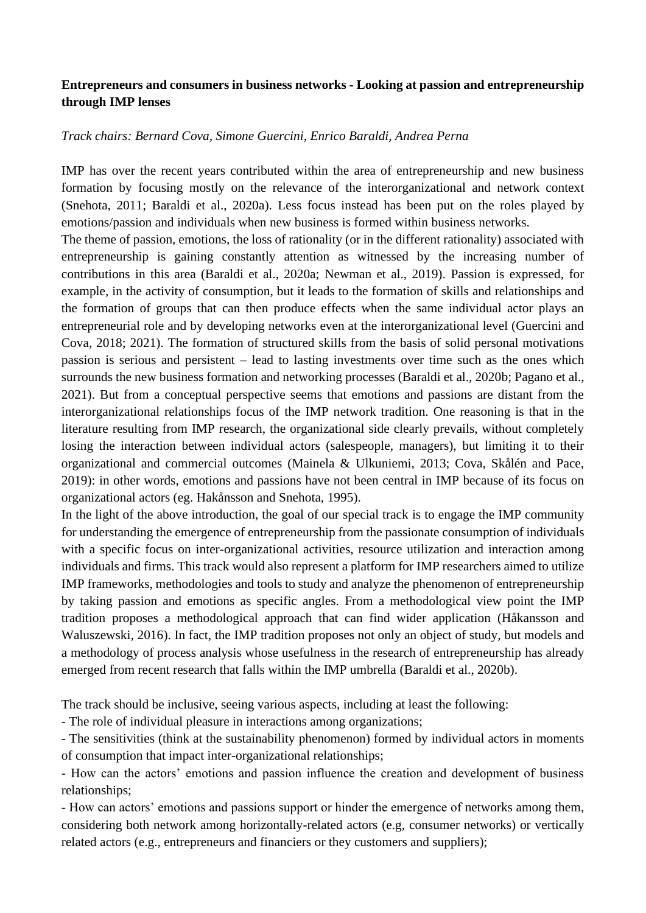**Entrepreneurs and consumers in business networks - Looking at passion and entrepreneurship through IMP lenses**

*Track chairs: Bernard Cova, Simone Guercini, Enrico Baraldi, Andrea Perna*

IMP has over the recent years contributed within the area of entrepreneurship and new business formation by focusing mostly on the relevance of the interorganizational and network context (Snehota, 2011; Baraldi et al., 2020a). Less focus instead has been put on the roles played by emotions/passion and individuals when new business is formed within business networks.

The theme of passion, emotions, the loss of rationality (or in the different rationality) associated with entrepreneurship is gaining constantly attention as witnessed by the increasing number of contributions in this area (Baraldi et al., 2020a; Newman et al., 2019). Passion is expressed, for example, in the activity of consumption, but it leads to the formation of skills and relationships and the formation of groups that can then produce effects when the same individual actor plays an entrepreneurial role and by developing networks even at the interorganizational level (Guercini and Cova, 2018; 2021). The formation of structured skills from the basis of solid personal motivations passion is serious and persistent – lead to lasting investments over time such as the ones which surrounds the new business formation and networking processes (Baraldi et al., 2020b; Pagano et al., 2021). But from a conceptual perspective seems that emotions and passions are distant from the interorganizational relationships focus of the IMP network tradition. One reasoning is that in the literature resulting from IMP research, the organizational side clearly prevails, without completely losing the interaction between individual actors (salespeople, managers), but limiting it to their organizational and commercial outcomes (Mainela & Ulkuniemi, 2013; Cova, Skålén and Pace, 2019): in other words, emotions and passions have not been central in IMP because of its focus on organizational actors (eg. Hakånsson and Snehota, 1995).

In the light of the above introduction, the goal of our special track is to engage the IMP community for understanding the emergence of entrepreneurship from the passionate consumption of individuals with a specific focus on inter-organizational activities, resource utilization and interaction among individuals and firms. This track would also represent a platform for IMP researchers aimed to utilize IMP frameworks, methodologies and tools to study and analyze the phenomenon of entrepreneurship by taking passion and emotions as specific angles. From a methodological view point the IMP tradition proposes a methodological approach that can find wider application (Håkansson and Waluszewski, 2016). In fact, the IMP tradition proposes not only an object of study, but models and a methodology of process analysis whose usefulness in the research of entrepreneurship has already emerged from recent research that falls within the IMP umbrella (Baraldi et al., 2020b).

The track should be inclusive, seeing various aspects, including at least the following:

- The role of individual pleasure in interactions among organizations;
- The sensitivities (think at the sustainability phenomenon) formed by individual actors in moments of consumption that impact inter-organizational relationships;
- How can the actors' emotions and passion influence the creation and development of business relationships;
- How can actors' emotions and passions support or hinder the emergence of networks among them, considering both network among horizontally-related actors (e.g, consumer networks) or vertically related actors (e.g., entrepreneurs and financiers or they customers and suppliers);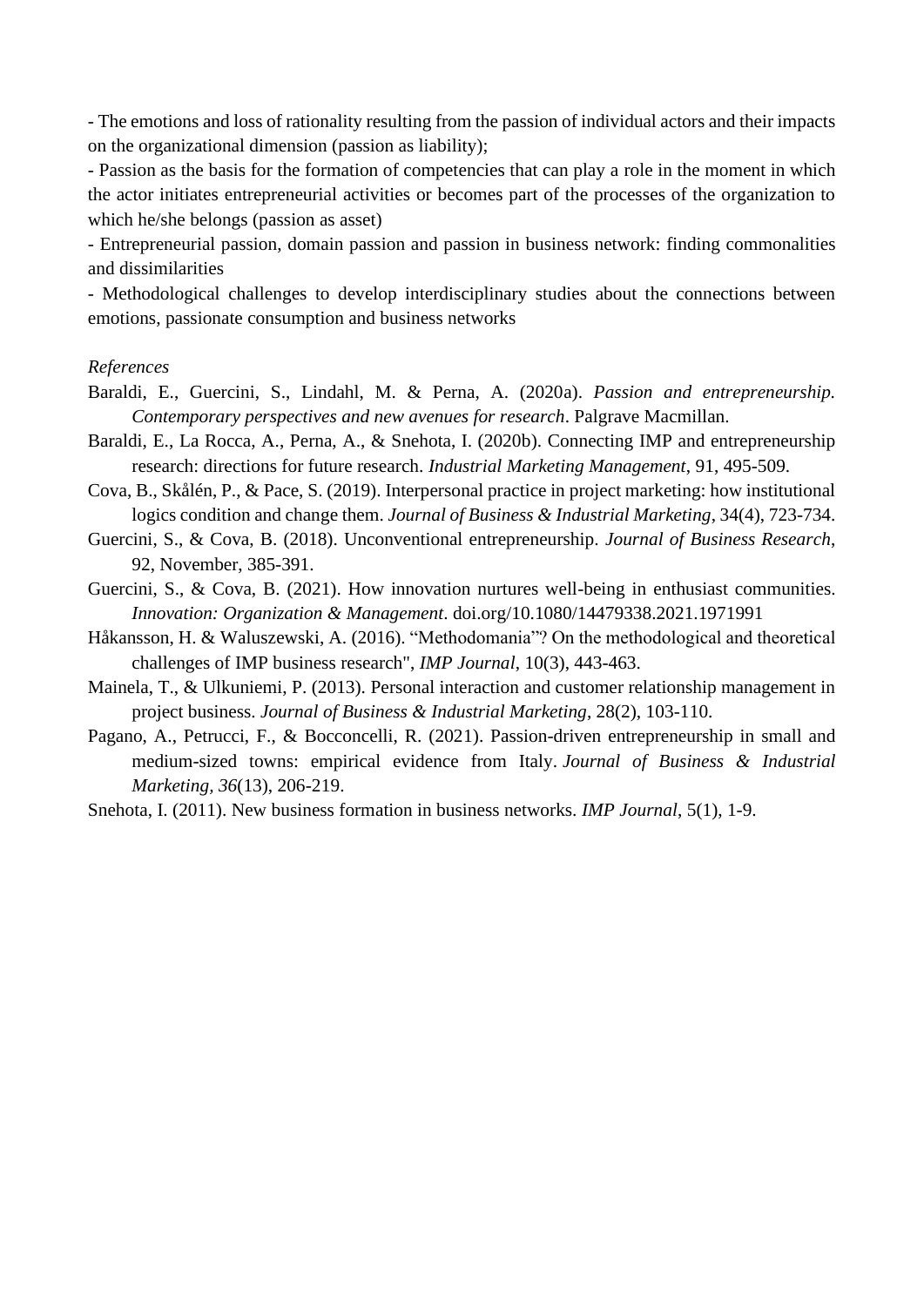- The emotions and loss of rationality resulting from the passion of individual actors and their impacts on the organizational dimension (passion as liability);
- Passion as the basis for the formation of competencies that can play a role in the moment in which the actor initiates entrepreneurial activities or becomes part of the processes of the organization to which he/she belongs (passion as asset)
- Entrepreneurial passion, domain passion and passion in business network: finding commonalities and dissimilarities
- Methodological challenges to develop interdisciplinary studies about the connections between emotions, passionate consumption and business networks

*References*

Baraldi, E., Guercini, S., Lindahl, M. & Perna, A. (2020a). *Passion and entrepreneurship. Contemporary perspectives and new avenues for research*. Palgrave Macmillan.

Baraldi, E., La Rocca, A., Perna, A., & Snehota, I. (2020b). Connecting IMP and entrepreneurship research: directions for future research. *Industrial Marketing Management*, 91, 495-509.

Cova, B., Skålén, P., & Pace, S. (2019). Interpersonal practice in project marketing: how institutional logics condition and change them. *Journal of Business & Industrial Marketing*, 34(4), 723-734.

Guercini, S., & Cova, B. (2018). Unconventional entrepreneurship. *Journal of Business Research*, 92, November, 385-391.

Guercini, S., & Cova, B. (2021). How innovation nurtures well-being in enthusiast communities. *Innovation: Organization & Management*. doi.org/10.1080/14479338.2021.1971991

Håkansson, H. & Waluszewski, A. (2016). "Methodomania"? On the methodological and theoretical challenges of IMP business research", *IMP Journal*, 10(3), 443-463.

Mainela, T., & Ulkuniemi, P. (2013). Personal interaction and customer relationship management in project business. *Journal of Business & Industrial Marketing*, 28(2), 103-110.

Pagano, A., Petrucci, F., & Bocconcelli, R. (2021). Passion-driven entrepreneurship in small and medium-sized towns: empirical evidence from Italy. *Journal of Business & Industrial Marketing, 36*(13), 206-219.

Snehota, I. (2011). New business formation in business networks. *IMP Journal*, 5(1), 1-9.